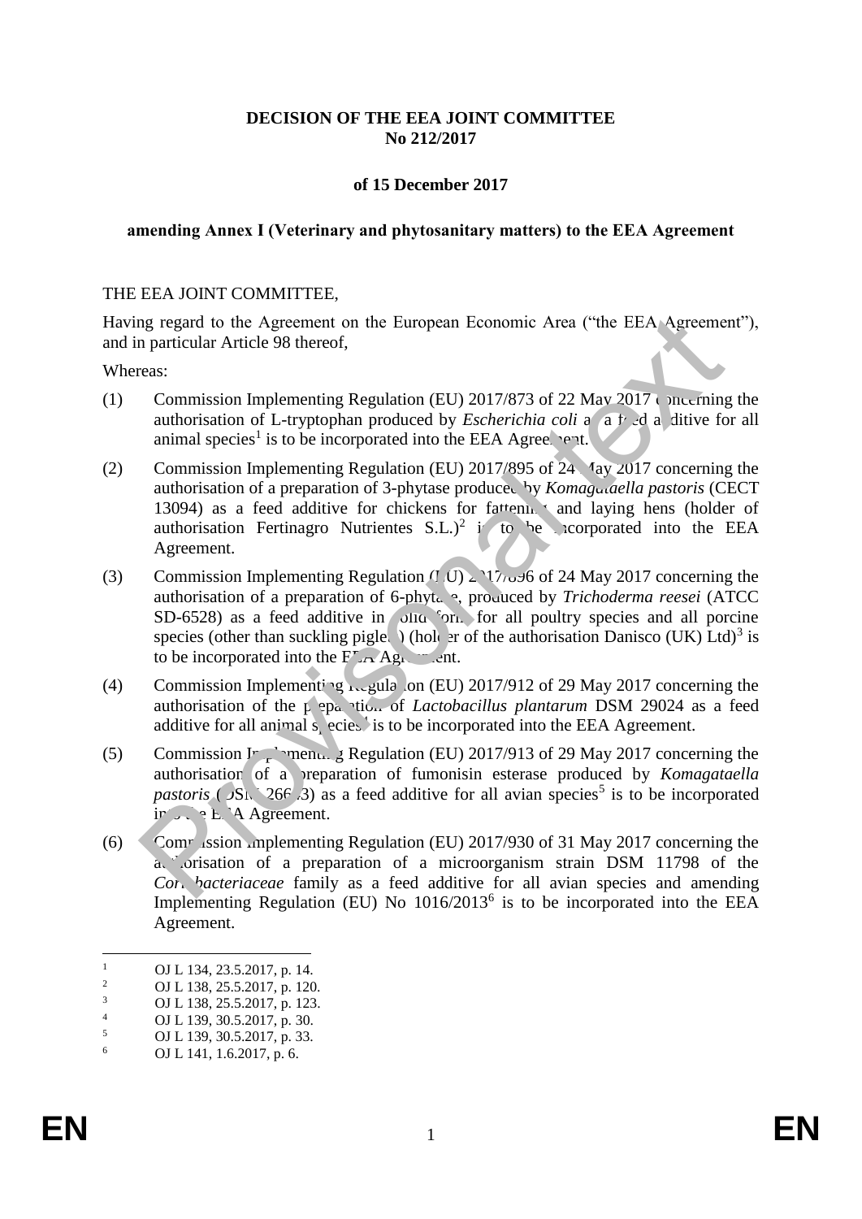**DECISION OF THE EEA JOINT COMMITTEE**
**No 212/2017**

**of 15 December 2017**

**amending Annex I (Veterinary and phytosanitary matters) to the EEA Agreement**

THE EEA JOINT COMMITTEE,

Having regard to the Agreement on the European Economic Area ("the EEA Agreement"), and in particular Article 98 thereof,

Whereas:

(1) Commission Implementing Regulation (EU) 2017/873 of 22 May 2017 concerning the authorisation of L-tryptophan produced by *Escherichia coli* as a feed additive for all animal species[1] is to be incorporated into the EEA Agreement.

(2) Commission Implementing Regulation (EU) 2017/895 of 24 May 2017 concerning the authorisation of a preparation of 3-phytase produced by *Komagataella pastoris* (CECT 13094) as a feed additive for chickens for fattening and laying hens (holder of authorisation Fertinagro Nutrientes S.L.)[2] is to be incorporated into the EEA Agreement.

(3) Commission Implementing Regulation (EU) 2017/896 of 24 May 2017 concerning the authorisation of a preparation of 6-phytase, produced by *Trichoderma reesei* (ATCC SD-6528) as a feed additive in solid form for all poultry species and all porcine species (other than suckling piglets) (holder of the authorisation Danisco (UK) Ltd)[3] is to be incorporated into the EEA Agreement.

(4) Commission Implementing Regulation (EU) 2017/912 of 29 May 2017 concerning the authorisation of the preparation of *Lactobacillus plantarum* DSM 29024 as a feed additive for all animal species[4] is to be incorporated into the EEA Agreement.

(5) Commission Implementing Regulation (EU) 2017/913 of 29 May 2017 concerning the authorisation of a preparation of fumonisin esterase produced by *Komagataella pastoris* (DSM 26643) as a feed additive for all avian species[5] is to be incorporated into the EEA Agreement.

(6) Commission Implementing Regulation (EU) 2017/930 of 31 May 2017 concerning the authorisation of a preparation of a microorganism strain DSM 11798 of the *Coriobacteriaceae* family as a feed additive for all avian species and amending Implementing Regulation (EU) No 1016/2013[6] is to be incorporated into the EEA Agreement.

---

[1] OJ L 134, 23.5.2017, p. 14.
[2] OJ L 138, 25.5.2017, p. 120.
[3] OJ L 138, 25.5.2017, p. 123.
[4] OJ L 139, 30.5.2017, p. 30.
[5] OJ L 139, 30.5.2017, p. 33.
[6] OJ L 141, 1.6.2017, p. 6.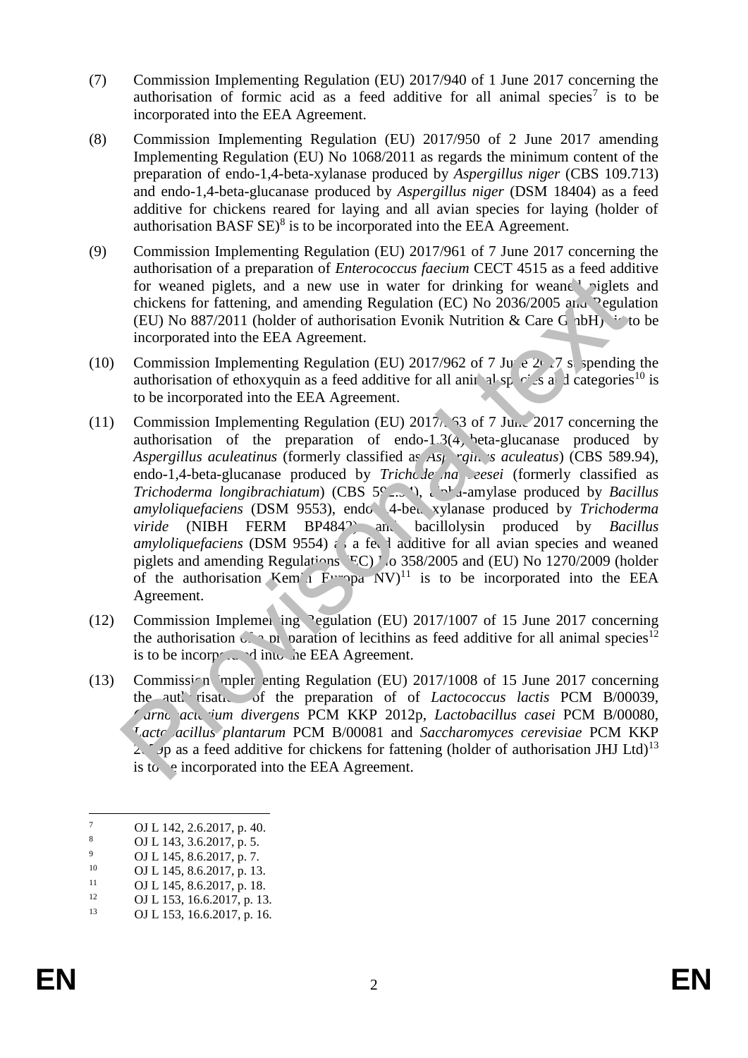(7) Commission Implementing Regulation (EU) 2017/940 of 1 June 2017 concerning the authorisation of formic acid as a feed additive for all animal species[7] is to be incorporated into the EEA Agreement.

(8) Commission Implementing Regulation (EU) 2017/950 of 2 June 2017 amending Implementing Regulation (EU) No 1068/2011 as regards the minimum content of the preparation of endo-1,4-beta-xylanase produced by *Aspergillus niger* (CBS 109.713) and endo-1,4-beta-glucanase produced by *Aspergillus niger* (DSM 18404) as a feed additive for chickens reared for laying and all avian species for laying (holder of authorisation BASF SE)[8] is to be incorporated into the EEA Agreement.

(9) Commission Implementing Regulation (EU) 2017/961 of 7 June 2017 concerning the authorisation of a preparation of *Enterococcus faecium* CECT 4515 as a feed additive for weaned piglets, and a new use in water for drinking for weaned piglets and chickens for fattening, and amending Regulation (EC) No 2036/2005 and Regulation (EU) No 887/2011 (holder of authorisation Evonik Nutrition & Care GmbH)[9] is to be incorporated into the EEA Agreement.

(10) Commission Implementing Regulation (EU) 2017/962 of 7 June 2017 suspending the authorisation of ethoxyquin as a feed additive for all animal species and categories[10] is to be incorporated into the EEA Agreement.

(11) Commission Implementing Regulation (EU) 2017/963 of 7 June 2017 concerning the authorisation of the preparation of endo-1,3(4)-beta-glucanase produced by *Aspergillus aculeatinus* (formerly classified as *Aspergillus aculeatus*) (CBS 589.94), endo-1,4-beta-glucanase produced by *Trichoderma reesei* (formerly classified as *Trichoderma longibrachiatum*) (CBS 592.94), alpha-amylase produced by *Bacillus amyloliquefaciens* (DSM 9553), endo-1,4-beta-xylanase produced by *Trichoderma viride* (NIBH FERM BP4842) and bacillolysin produced by *Bacillus amyloliquefaciens* (DSM 9554) as a feed additive for all avian species and weaned piglets and amending Regulations (EC) No 358/2005 and (EU) No 1270/2009 (holder of the authorisation Kemin Europa NV)[11] is to be incorporated into the EEA Agreement.

(12) Commission Implementing Regulation (EU) 2017/1007 of 15 June 2017 concerning the authorisation of a preparation of lecithins as feed additive for all animal species[12] is to be incorporated into the EEA Agreement.

(13) Commission Implementing Regulation (EU) 2017/1008 of 15 June 2017 concerning the authorisation of the preparation of *Lactococcus lactis* PCM B/00039, *Carnobacterium divergens* PCM KKP 2012p, *Lactobacillus casei* PCM B/00080, *Lactobacillus plantarum* PCM B/00081 and *Saccharomyces cerevisiae* PCM KKP 2059p as a feed additive for chickens for fattening (holder of authorisation JHJ Ltd)[13] is to be incorporated into the EEA Agreement.

---

[7] OJ L 142, 2.6.2017, p. 40.

[8] OJ L 143, 3.6.2017, p. 5.

[9] OJ L 145, 8.6.2017, p. 7.

[10] OJ L 145, 8.6.2017, p. 13.

[11] OJ L 145, 8.6.2017, p. 18.

[12] OJ L 153, 16.6.2017, p. 13.

[13] OJ L 153, 16.6.2017, p. 16.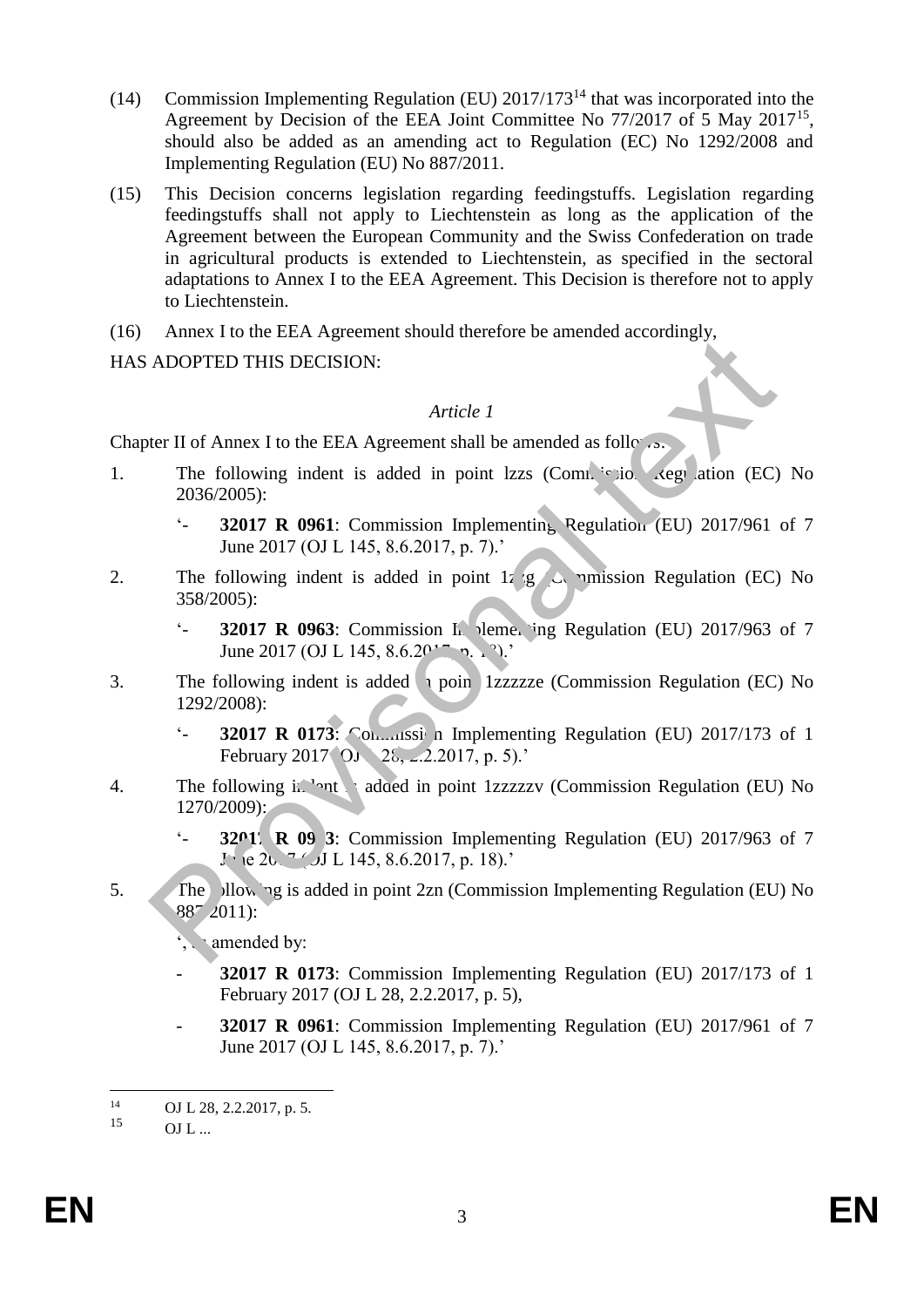(14) Commission Implementing Regulation (EU) 2017/173[14] that was incorporated into the Agreement by Decision of the EEA Joint Committee No 77/2017 of 5 May 2017[15], should also be added as an amending act to Regulation (EC) No 1292/2008 and Implementing Regulation (EU) No 887/2011.

(15) This Decision concerns legislation regarding feedingstuffs. Legislation regarding feedingstuffs shall not apply to Liechtenstein as long as the application of the Agreement between the European Community and the Swiss Confederation on trade in agricultural products is extended to Liechtenstein, as specified in the sectoral adaptations to Annex I to the EEA Agreement. This Decision is therefore not to apply to Liechtenstein.

(16) Annex I to the EEA Agreement should therefore be amended accordingly,

HAS ADOPTED THIS DECISION:

*Article 1*

Chapter II of Annex I to the EEA Agreement shall be amended as follows:

1. The following indent is added in point 1zzs (Commission Regulation (EC) No 2036/2005):

   '- **32017 R 0961**: Commission Implementing Regulation (EU) 2017/961 of 7 June 2017 (OJ L 145, 8.6.2017, p. 7).'

2. The following indent is added in point 1zzg (Commission Regulation (EC) No 358/2005):

   '- **32017 R 0963**: Commission Implementing Regulation (EU) 2017/963 of 7 June 2017 (OJ L 145, 8.6.2017, p. 18).'

3. The following indent is added in point 1zzzzze (Commission Regulation (EC) No 1292/2008):

   '- **32017 R 0173**: Commission Implementing Regulation (EU) 2017/173 of 1 February 2017 (OJ L 28, 2.2.2017, p. 5).'

4. The following indent is added in point 1zzzzzv (Commission Regulation (EU) No 1270/2009):

   '- **32017 R 0963**: Commission Implementing Regulation (EU) 2017/963 of 7 June 2017 (OJ L 145, 8.6.2017, p. 18).'

5. The following is added in point 2zn (Commission Implementing Regulation (EU) No 887/2011):

   ', as amended by:

   - **32017 R 0173**: Commission Implementing Regulation (EU) 2017/173 of 1 February 2017 (OJ L 28, 2.2.2017, p. 5),

   - **32017 R 0961**: Commission Implementing Regulation (EU) 2017/961 of 7 June 2017 (OJ L 145, 8.6.2017, p. 7).'

---

[14] OJ L 28, 2.2.2017, p. 5.

[15] OJ L ...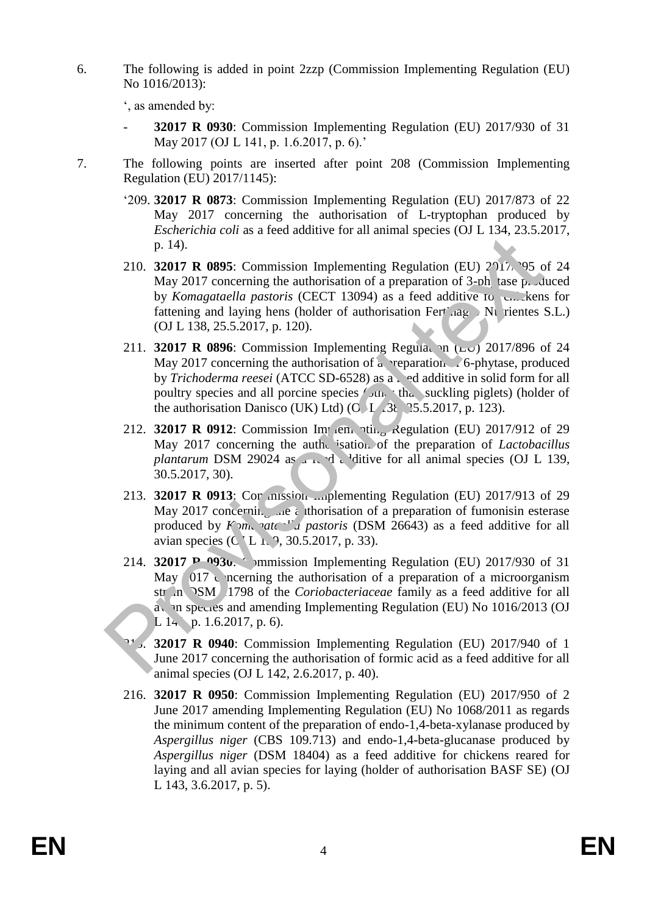6. The following is added in point 2zzp (Commission Implementing Regulation (EU) No 1016/2013):

   ', as amended by:

   - **32017 R 0930**: Commission Implementing Regulation (EU) 2017/930 of 31 May 2017 (OJ L 141, p. 1.6.2017, p. 6).'

7. The following points are inserted after point 208 (Commission Implementing Regulation (EU) 2017/1145):

   '209. **32017 R 0873**: Commission Implementing Regulation (EU) 2017/873 of 22 May 2017 concerning the authorisation of L-tryptophan produced by *Escherichia coli* as a feed additive for all animal species (OJ L 134, 23.5.2017, p. 14).

   210. **32017 R 0895**: Commission Implementing Regulation (EU) 2017/895 of 24 May 2017 concerning the authorisation of a preparation of 3-phytase produced by *Komagataella pastoris* (CECT 13094) as a feed additive for chickens for fattening and laying hens (holder of authorisation Fertinagro Nutrientes S.L.) (OJ L 138, 25.5.2017, p. 120).

   211. **32017 R 0896**: Commission Implementing Regulation (EU) 2017/896 of 24 May 2017 concerning the authorisation of a preparation of 6-phytase, produced by *Trichoderma reesei* (ATCC SD-6528) as a feed additive in solid form for all poultry species and all porcine species (other than suckling piglets) (holder of the authorisation Danisco (UK) Ltd) (OJ L 138, 25.5.2017, p. 123).

   212. **32017 R 0912**: Commission Implementing Regulation (EU) 2017/912 of 29 May 2017 concerning the authorisation of the preparation of *Lactobacillus plantarum* DSM 29024 as a feed additive for all animal species (OJ L 139, 30.5.2017, 30).

   213. **32017 R 0913**: Commission Implementing Regulation (EU) 2017/913 of 29 May 2017 concerning the authorisation of a preparation of fumonisin esterase produced by *Komagataella pastoris* (DSM 26643) as a feed additive for all avian species (OJ L 139, 30.5.2017, p. 33).

   214. **32017 R 0930**: Commission Implementing Regulation (EU) 2017/930 of 31 May 2017 concerning the authorisation of a preparation of a microorganism strain DSM 11798 of the *Coriobacteriaceae* family as a feed additive for all avian species and amending Implementing Regulation (EU) No 1016/2013 (OJ L 141, p. 1.6.2017, p. 6).

   215. **32017 R 0940**: Commission Implementing Regulation (EU) 2017/940 of 1 June 2017 concerning the authorisation of formic acid as a feed additive for all animal species (OJ L 142, 2.6.2017, p. 40).

   216. **32017 R 0950**: Commission Implementing Regulation (EU) 2017/950 of 2 June 2017 amending Implementing Regulation (EU) No 1068/2011 as regards the minimum content of the preparation of endo-1,4-beta-xylanase produced by *Aspergillus niger* (CBS 109.713) and endo-1,4-beta-glucanase produced by *Aspergillus niger* (DSM 18404) as a feed additive for chickens reared for laying and all avian species for laying (holder of authorisation BASF SE) (OJ L 143, 3.6.2017, p. 5).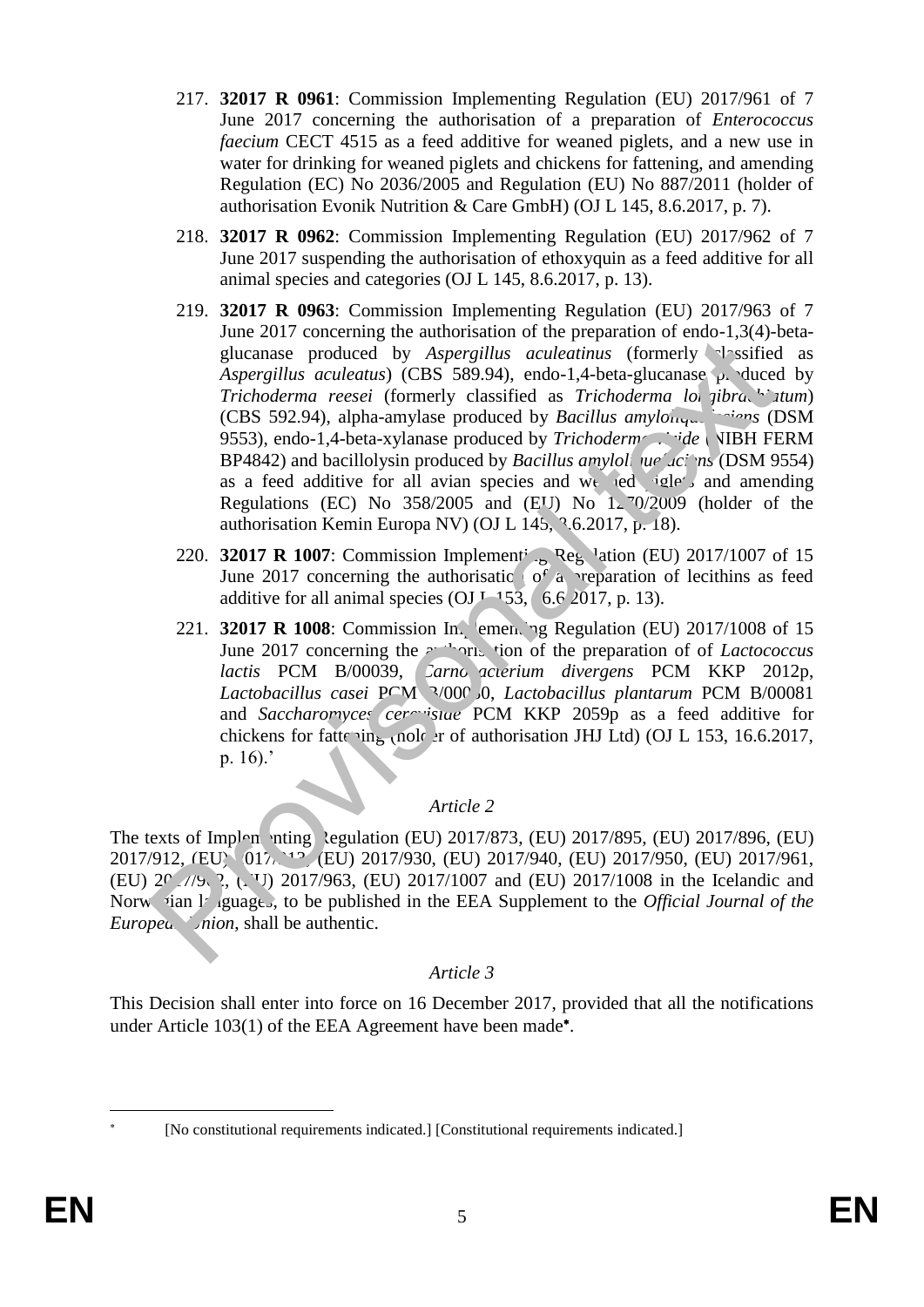217. **32017 R 0961**: Commission Implementing Regulation (EU) 2017/961 of 7 June 2017 concerning the authorisation of a preparation of *Enterococcus faecium* CECT 4515 as a feed additive for weaned piglets, and a new use in water for drinking for weaned piglets and chickens for fattening, and amending Regulation (EC) No 2036/2005 and Regulation (EU) No 887/2011 (holder of authorisation Evonik Nutrition & Care GmbH) (OJ L 145, 8.6.2017, p. 7).

218. **32017 R 0962**: Commission Implementing Regulation (EU) 2017/962 of 7 June 2017 suspending the authorisation of ethoxyquin as a feed additive for all animal species and categories (OJ L 145, 8.6.2017, p. 13).

219. **32017 R 0963**: Commission Implementing Regulation (EU) 2017/963 of 7 June 2017 concerning the authorisation of the preparation of endo-1,3(4)-beta-glucanase produced by *Aspergillus aculeatinus* (formerly classified as *Aspergillus aculeatus*) (CBS 589.94), endo-1,4-beta-glucanase produced by *Trichoderma reesei* (formerly classified as *Trichoderma longibrachiatum*) (CBS 592.94), alpha-amylase produced by *Bacillus amyloliquefaciens* (DSM 9553), endo-1,4-beta-xylanase produced by *Trichoderma viride* (NIBH FERM BP4842) and bacillolysin produced by *Bacillus amyloliquefaciens* (DSM 9554) as a feed additive for all avian species and weaned piglets and amending Regulations (EC) No 358/2005 and (EU) No 1270/2009 (holder of the authorisation Kemin Europa NV) (OJ L 145, 8.6.2017, p. 18).

220. **32017 R 1007**: Commission Implementing Regulation (EU) 2017/1007 of 15 June 2017 concerning the authorisation of a preparation of lecithins as feed additive for all animal species (OJ L 153, 16.6.2017, p. 13).

221. **32017 R 1008**: Commission Implementing Regulation (EU) 2017/1008 of 15 June 2017 concerning the authorisation of the preparation of of *Lactococcus lactis* PCM B/00039, *Carnobacterium divergens* PCM KKP 2012p, *Lactobacillus casei* PCM B/00080, *Lactobacillus plantarum* PCM B/00081 and *Saccharomyces cerevisiae* PCM KKP 2059p as a feed additive for chickens for fattening (holder of authorisation JHJ Ltd) (OJ L 153, 16.6.2017, p. 16).'

*Article 2*

The texts of Implementing Regulation (EU) 2017/873, (EU) 2017/895, (EU) 2017/896, (EU) 2017/912, (EU) 2017/913, (EU) 2017/930, (EU) 2017/940, (EU) 2017/950, (EU) 2017/961, (EU) 2017/962, (EU) 2017/963, (EU) 2017/1007 and (EU) 2017/1008 in the Icelandic and Norwegian languages, to be published in the EEA Supplement to the *Official Journal of the European Union*, shall be authentic.

*Article 3*

This Decision shall enter into force on 16 December 2017, provided that all the notifications under Article 103(1) of the EEA Agreement have been made[*].

[*] [No constitutional requirements indicated.] [Constitutional requirements indicated.]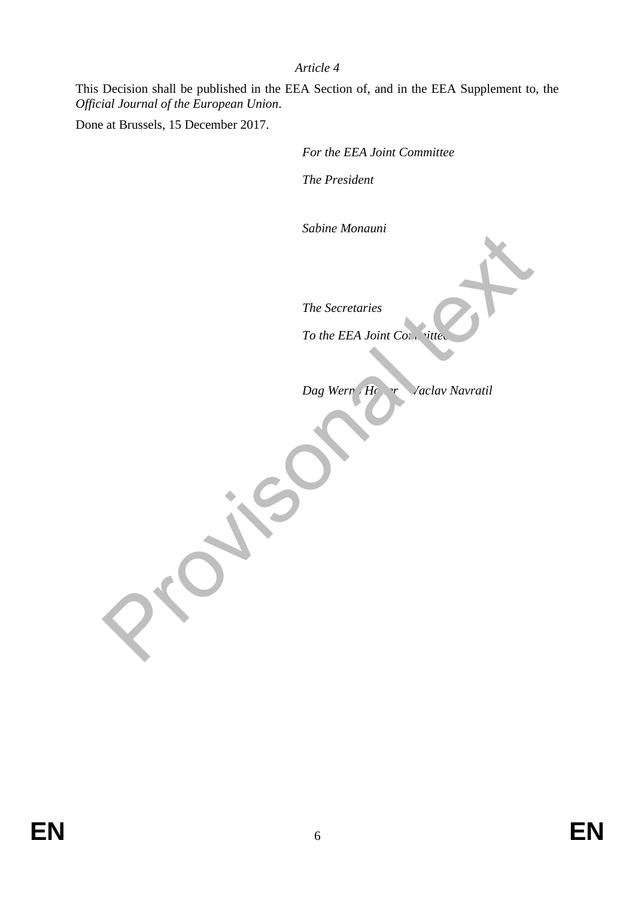*Article 4*

This Decision shall be published in the EEA Section of, and in the EEA Supplement to, the *Official Journal of the European Union*.

Done at Brussels, 15 December 2017.

*For the EEA Joint Committee*

*The President*

*Sabine Monauni*

*The Secretaries*

*To the EEA Joint Committee*

*Dag Wernø Holter Vaclav Navratil*